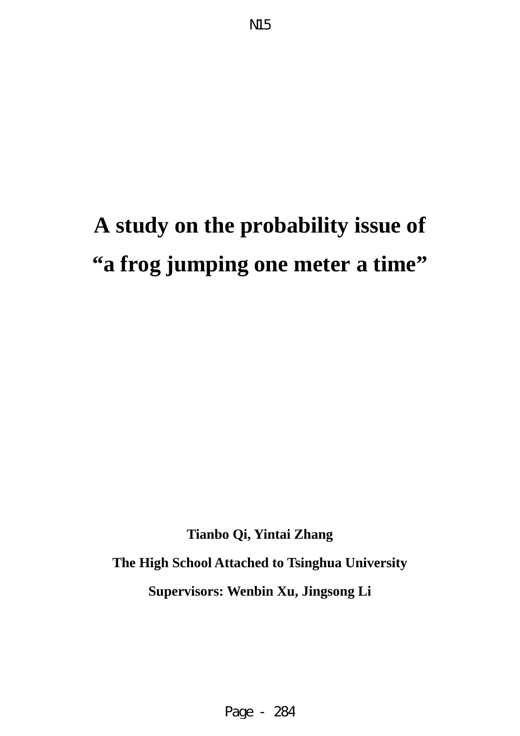# A study on the probability issue of “a frog jumping one meter a time”

**Tianbo Qi, Yintai Zhang**

**The High School Attached to Tsinghua University**

**Supervisors: Wenbin Xu, Jingsong Li**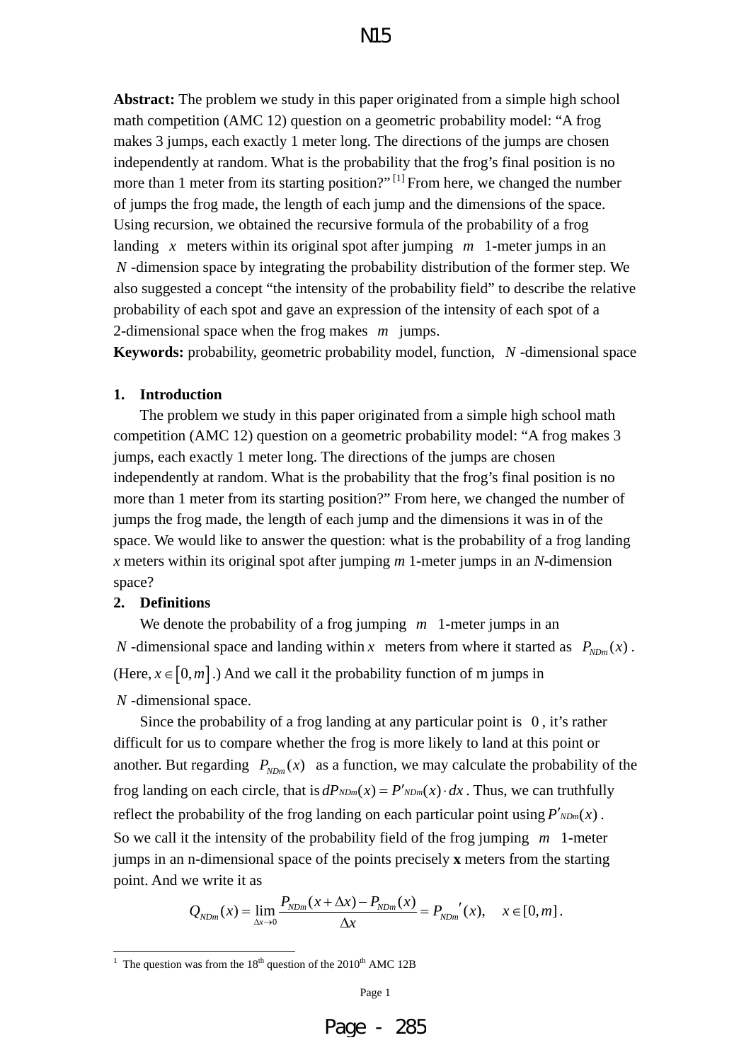**Abstract:** The problem we study in this paper originated from a simple high school math competition (AMC 12) question on a geometric probability model: "A frog makes 3 jumps, each exactly 1 meter long. The directions of the jumps are chosen independently at random. What is the probability that the frog's final position is no more than 1 meter from its starting position?" [1] From here, we changed the number of jumps the frog made, the length of each jump and the dimensions of the space. Using recursion, we obtained the recursive formula of the probability of a frog landing $x$ meters within its original spot after jumping $m$ 1-meter jumps in an $N$-dimension space by integrating the probability distribution of the former step. We also suggested a concept "the intensity of the probability field" to describe the relative probability of each spot and gave an expression of the intensity of each spot of a 2-dimensional space when the frog makes $m$ jumps.

**Keywords:** probability, geometric probability model, function, $N$-dimensional space

## 1. Introduction

The problem we study in this paper originated from a simple high school math competition (AMC 12) question on a geometric probability model: "A frog makes 3 jumps, each exactly 1 meter long. The directions of the jumps are chosen independently at random. What is the probability that the frog's final position is no more than 1 meter from its starting position?" From here, we changed the number of jumps the frog made, the length of each jump and the dimensions it was in of the space. We would like to answer the question: what is the probability of a frog landing $x$ meters within its original spot after jumping $m$ 1-meter jumps in an $N$-dimension space?

## 2. Definitions

We denote the probability of a frog jumping $m$ 1-meter jumps in an $N$-dimensional space and landing within $x$ meters from where it started as $P_{NDm}(x)$. (Here, $x \in [0, m]$.) And we call it the probability function of m jumps in $N$-dimensional space.

Since the probability of a frog landing at any particular point is $0$, it's rather difficult for us to compare whether the frog is more likely to land at this point or another. But regarding $P_{NDm}(x)$ as a function, we may calculate the probability of the frog landing on each circle, that is $dP_{NDm}(x) = P'_{NDm}(x) \cdot dx$. Thus, we can truthfully reflect the probability of the frog landing on each particular point using $P'_{NDm}(x)$.

So we call it the intensity of the probability field of the frog jumping $m$ 1-meter jumps in an n-dimensional space of the points precisely **x** meters from the starting point. And we write it as

$$Q_{NDm}(x) = \lim_{\Delta x \to 0} \frac{P_{NDm}(x + \Delta x) - P_{NDm}(x)}{\Delta x} = P_{NDm}{}'(x), \quad x \in [0, m].$$

[1] The question was from the 18th question of the 2010th AMC 12B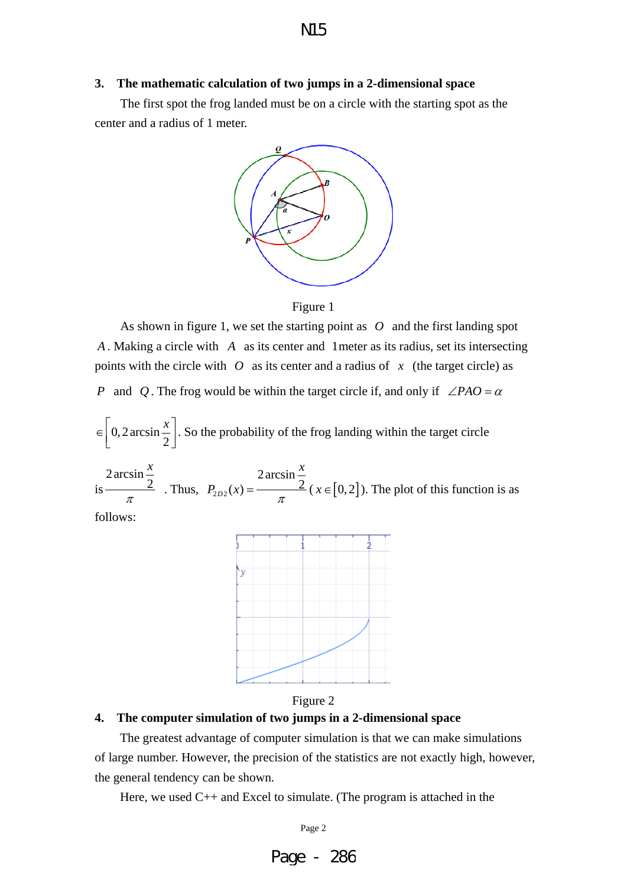## 3. The mathematic calculation of two jumps in a 2-dimensional space

The first spot the frog landed must be on a circle with the starting spot as the center and a radius of 1 meter.

Figure 1

As shown in figure 1, we set the starting point as $O$ and the first landing spot $A$. Making a circle with $A$ as its center and 1meter as its radius, set its intersecting points with the circle with $O$ as its center and a radius of $x$ (the target circle) as $P$ and $Q$. The frog would be within the target circle if, and only if $\angle PAO = \alpha$ $\in \left[0, 2\arcsin\frac{x}{2}\right]$. So the probability of the frog landing within the target circle is $\dfrac{2\arcsin\frac{x}{2}}{\pi}$. Thus, $P_{2D2}(x) = \dfrac{2\arcsin\frac{x}{2}}{\pi}$ ($x \in [0,2]$). The plot of this function is as follows:

Figure 2

## 4. The computer simulation of two jumps in a 2-dimensional space

The greatest advantage of computer simulation is that we can make simulations of large number. However, the precision of the statistics are not exactly high, however, the general tendency can be shown.

Here, we used C++ and Excel to simulate. (The program is attached in the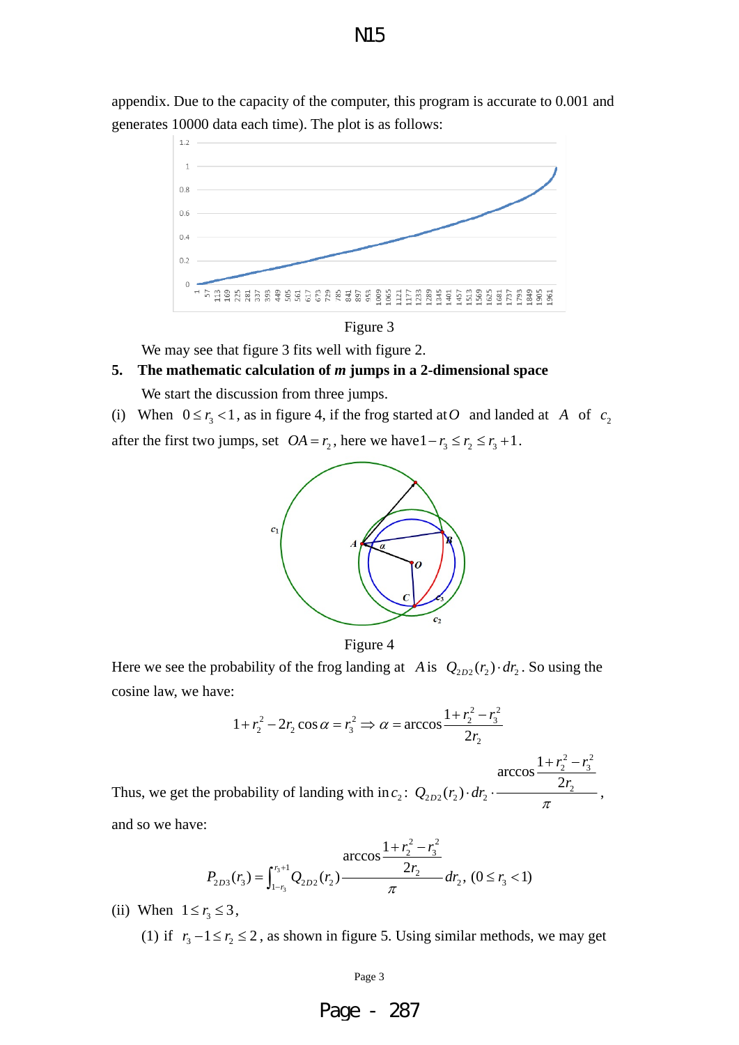appendix. Due to the capacity of the computer, this program is accurate to 0.001 and generates 10000 data each time). The plot is as follows:

Figure 3

We may see that figure 3 fits well with figure 2.

**5. The mathematic calculation of *m* jumps in a 2-dimensional space**

We start the discussion from three jumps.

(i) When $0 \le r_3 < 1$, as in figure 4, if the frog started at $O$ and landed at $A$ of $c_2$ after the first two jumps, set $OA = r_2$, here we have $1 - r_3 \le r_2 \le r_3 + 1$.

Figure 4

Here we see the probability of the frog landing at $A$ is $Q_{2D2}(r_2) \cdot dr_2$. So using the cosine law, we have:

$$1 + r_2^2 - 2r_2 \cos\alpha = r_3^2 \Rightarrow \alpha = \arccos\frac{1 + r_2^2 - r_3^2}{2r_2}$$

Thus, we get the probability of landing with in $c_2$: $Q_{2D2}(r_2) \cdot dr_2 \cdot \dfrac{\arccos\dfrac{1 + r_2^2 - r_3^2}{2r_2}}{\pi}$,

and so we have:

$$P_{2D3}(r_3) = \int_{1-r_3}^{r_3+1} Q_{2D2}(r_2) \frac{\arccos\dfrac{1 + r_2^2 - r_3^2}{2r_2}}{\pi} dr_2, \ (0 \le r_3 < 1)$$

(ii) When $1 \le r_3 \le 3$,

(1) if $r_3 - 1 \le r_2 \le 2$, as shown in figure 5. Using similar methods, we may get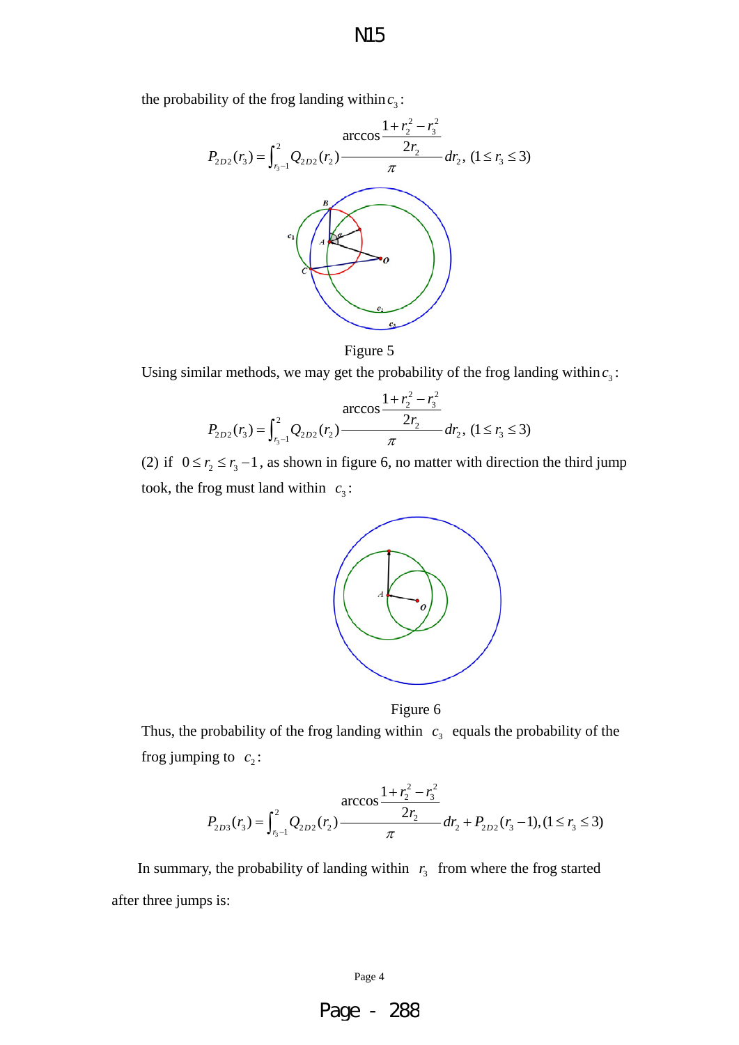the probability of the frog landing within $c_3$:

$$P_{2D2}(r_3) = \int_{r_3-1}^{2} Q_{2D2}(r_2) \frac{\arccos \frac{1+r_2^2-r_3^2}{2r_2}}{\pi} dr_2, \ (1 \le r_3 \le 3)$$

Figure 5

Using similar methods, we may get the probability of the frog landing within $c_3$:

$$P_{2D2}(r_3) = \int_{r_3-1}^{2} Q_{2D2}(r_2) \frac{\arccos \frac{1+r_2^2-r_3^2}{2r_2}}{\pi} dr_2, \ (1 \le r_3 \le 3)$$

(2) if $0 \le r_2 \le r_3 - 1$, as shown in figure 6, no matter with direction the third jump took, the frog must land within $c_3$:

Figure 6

Thus, the probability of the frog landing within $c_3$ equals the probability of the frog jumping to $c_2$:

$$P_{2D3}(r_3) = \int_{r_3-1}^{2} Q_{2D2}(r_2) \frac{\arccos \frac{1+r_2^2-r_3^2}{2r_2}}{\pi} dr_2 + P_{2D2}(r_3 - 1), (1 \le r_3 \le 3)$$

In summary, the probability of landing within $r_3$ from where the frog started after three jumps is: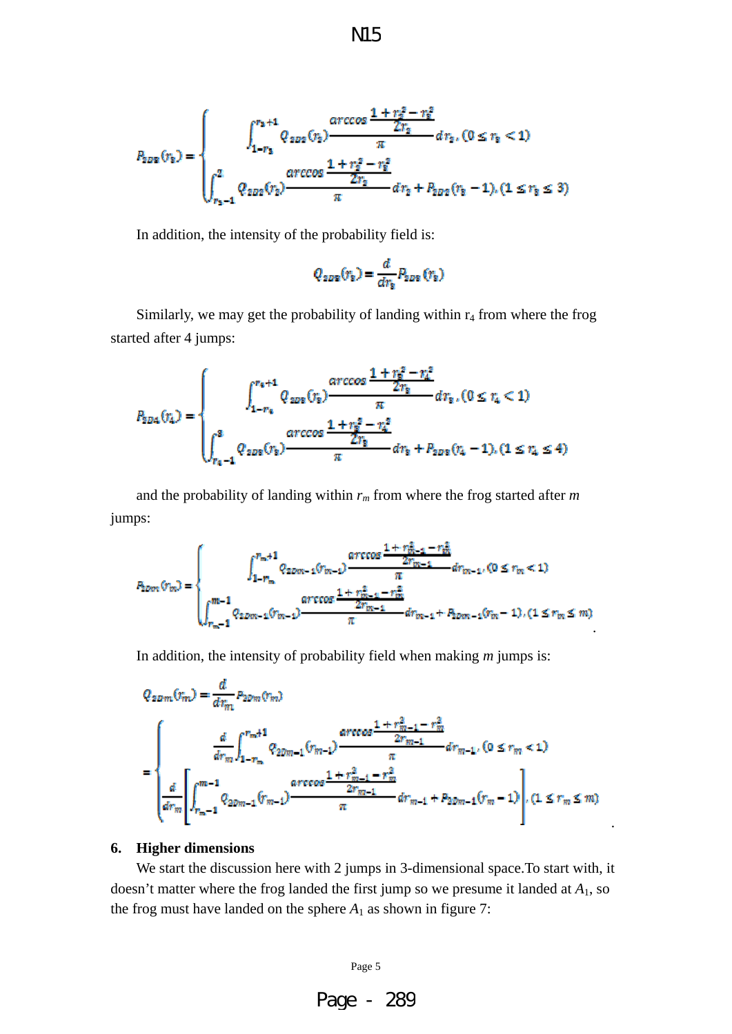$$P_{2D3}(r_3) = \begin{cases} \displaystyle\int_{1-r_3}^{r_3+1} Q_{2D2}(r_2) \frac{\arccos \frac{1+r_2^2-r_3^2}{2r_2}}{\pi} dr_2, (0 \le r_3 < 1) \\ \displaystyle\int_{r_3-1}^{2} Q_{2D2}(r_2) \frac{\arccos \frac{1+r_2^2-r_3^2}{2r_2}}{\pi} dr_2 + P_{2D2}(r_3-1), (1 \le r_3 \le 3) \end{cases}$$

In addition, the intensity of the probability field is:

$$Q_{2D3}(r_3) = \frac{d}{dr_3} P_{2D3}(r_3)$$

Similarly, we may get the probability of landing within $r_4$ from where the frog started after 4 jumps:

$$P_{2D4}(r_4) = \begin{cases} \displaystyle\int_{1-r_4}^{r_4+1} Q_{2D3}(r_3) \frac{\arccos \frac{1+r_3^2-r_4^2}{2r_3}}{\pi} dr_3, (0 \le r_4 < 1) \\ \displaystyle\int_{r_4-1}^{3} Q_{2D3}(r_3) \frac{\arccos \frac{1+r_3^2-r_4^2}{2r_3}}{\pi} dr_3 + P_{2D3}(r_4-1), (1 \le r_4 \le 4) \end{cases}$$

and the probability of landing within $r_m$ from where the frog started after $m$ jumps:

$$P_{2Dm}(r_m) = \begin{cases} \displaystyle\int_{1-r_m}^{r_m+1} Q_{2Dm-1}(r_{m-1}) \frac{\arccos \frac{1+r_{m-1}^2-r_m^2}{2r_{m-1}}}{\pi} dr_{m-1}, (0 \le r_m < 1) \\ \displaystyle\int_{r_m-1}^{m-1} Q_{2Dm-1}(r_{m-1}) \frac{\arccos \frac{1+r_{m-1}^2-r_m^2}{2r_{m-1}}}{\pi} dr_{m-1} + P_{2Dm-1}(r_m-1), (1 \le r_m \le m) \end{cases}.$$

In addition, the intensity of probability field when making $m$ jumps is:

$$Q_{2Dm}(r_m) = \frac{d}{dr_m} P_{2Dm}(r_m)$$
$$= \begin{cases} \displaystyle\frac{d}{dr_m}\int_{1-r_m}^{r_m+1} Q_{2Dm-1}(r_{m-1}) \frac{\arccos \frac{1+r_{m-1}^2-r_m^2}{2r_{m-1}}}{\pi} dr_{m-1}, (0 \le r_m < 1) \\ \displaystyle\frac{d}{dr_m}\left[\int_{r_m-1}^{m-1} Q_{2Dm-1}(r_{m-1}) \frac{\arccos \frac{1+r_{m-1}^2-r_m^2}{2r_{m-1}}}{\pi} dr_{m-1} + P_{2Dm-1}(r_m-1)\right], (1 \le r_m \le m) \end{cases}.$$

**6. Higher dimensions**

We start the discussion here with 2 jumps in 3-dimensional space.To start with, it doesn't matter where the frog landed the first jump so we presume it landed at $A_1$, so the frog must have landed on the sphere $A_1$ as shown in figure 7: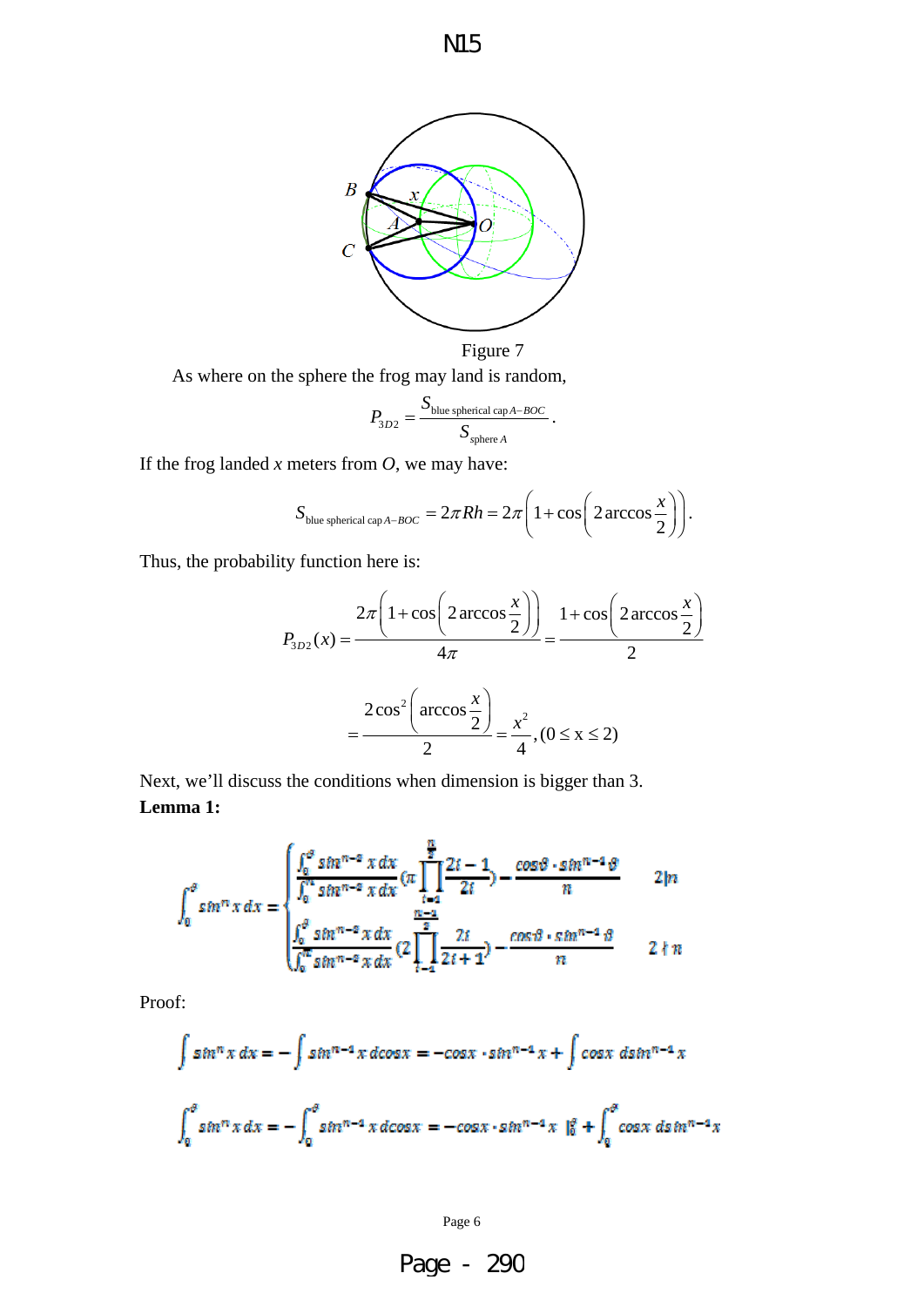Figure 7

As where on the sphere the frog may land is random,

$$P_{3D2} = \frac{S_{\text{blue spherical cap } A-BOC}}{S_{\text{sphere } A}}.$$

If the frog landed $x$ meters from $O$, we may have:

$$S_{\text{blue spherical cap } A-BOC} = 2\pi Rh = 2\pi\left(1+\cos\left(2\arccos\frac{x}{2}\right)\right).$$

Thus, the probability function here is:

$$P_{3D2}(x) = \frac{2\pi\left(1+\cos\left(2\arccos\frac{x}{2}\right)\right)}{4\pi} = \frac{1+\cos\left(2\arccos\frac{x}{2}\right)}{2}$$

$$= \frac{2\cos^2\left(\arccos\frac{x}{2}\right)}{2} = \frac{x^2}{4}, (0 \le x \le 2)$$

Next, we'll discuss the conditions when dimension is bigger than 3.

**Lemma 1:**

$$\int_0^\theta \sin^n x\,dx = \begin{cases} \dfrac{\int_0^\theta \sin^{n-2} x\,dx}{\int_0^\pi \sin^{n-2} x\,dx}\left(\pi\prod_{i=1}^{\frac{n}{2}}\dfrac{2i-1}{2i}\right) - \dfrac{\cos\theta\cdot\sin^{n-1}\theta}{n} & 2\mid n \\[2ex] \dfrac{\int_0^\theta \sin^{n-2} x\,dx}{\int_0^\pi \sin^{n-2} x\,dx}\left(2\prod_{i=1}^{\frac{n-1}{2}}\dfrac{2i}{2i+1}\right) - \dfrac{\cos\theta\cdot\sin^{n-1}\theta}{n} & 2\nmid n \end{cases}$$

Proof:

$$\int \sin^n x\,dx = -\int \sin^{n-1} x\,d\cos x = -\cos x\cdot\sin^{n-1} x + \int \cos x\,d\sin^{n-1} x$$

$$\int_0^\theta \sin^n x\,dx = -\int_0^\theta \sin^{n-1} x\,d\cos x = -\cos x\cdot\sin^{n-1} x\,\Big|_0^\theta + \int_0^\theta \cos x\,d\sin^{n-1} x$$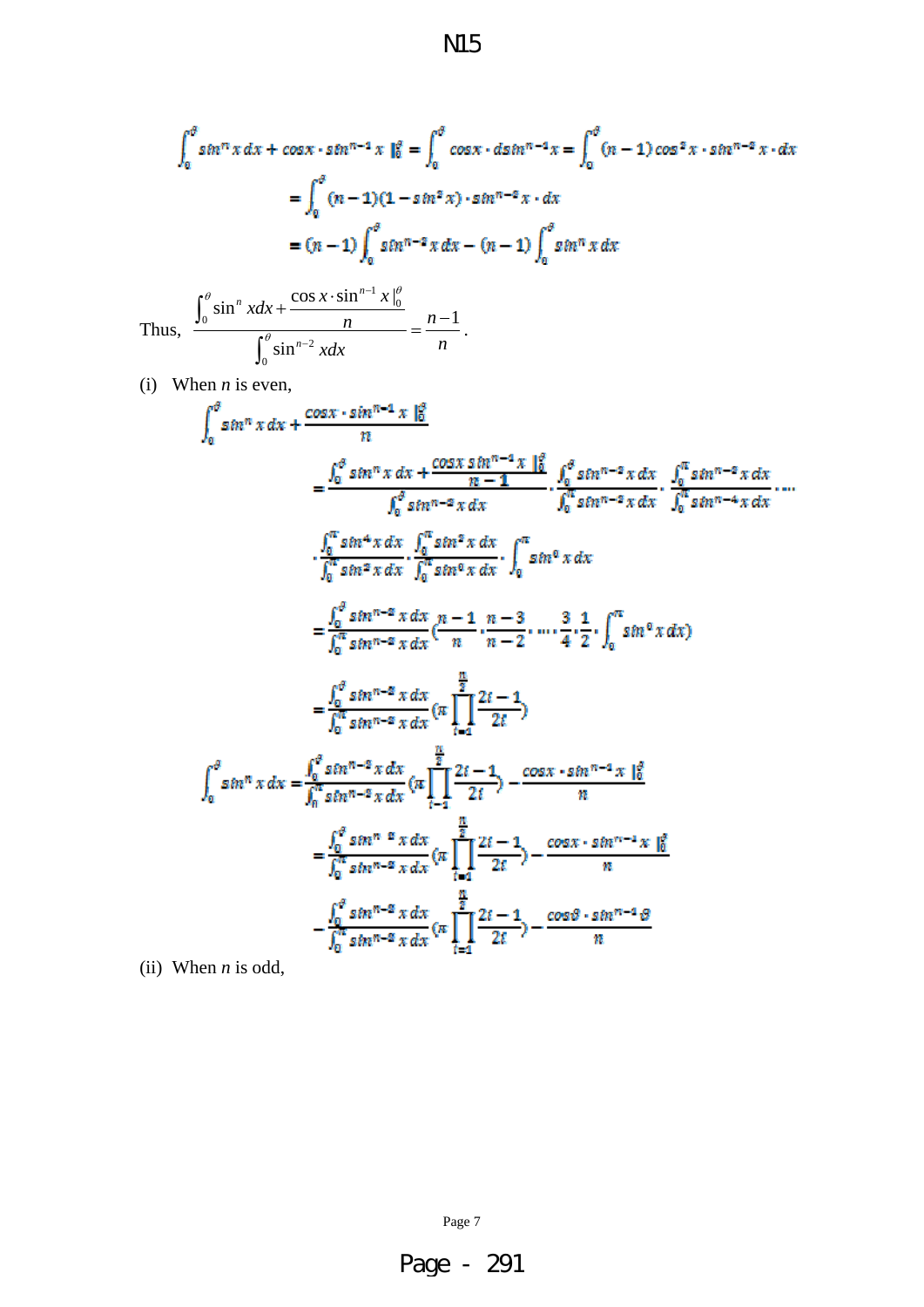N15

$$\int_0^\theta \sin^n x\,dx + \cos x \cdot \sin^{n-1} x \,\Big|_0^\theta = \int_0^\theta \cos x \cdot d\sin^{n-1} x = \int_0^\theta (n-1)\cos^2 x \cdot \sin^{n-2} x \cdot dx$$

$$= \int_0^\theta (n-1)(1-\sin^2 x)\cdot \sin^{n-2} x \cdot dx$$

$$= (n-1)\int_0^\theta \sin^{n-2} x\,dx - (n-1)\int_0^\theta \sin^n x\,dx$$

Thus, $\dfrac{\int_0^\theta \sin^n x dx + \dfrac{\cos x \cdot \sin^{n-1} x \,|_0^\theta}{n}}{\int_0^\theta \sin^{n-2} x dx} = \dfrac{n-1}{n}$.

(i) When $n$ is even,

$$\int_0^\theta \sin^n x\,dx + \frac{\cos x \cdot \sin^{n-1} x \,|_0^\theta}{n}$$

$$= \frac{\int_0^\theta \sin^n x\,dx + \frac{\cos x \sin^{n-1} x \,|_0^\theta}{n-1}}{\int_0^\theta \sin^{n-2} x\,dx} \cdot \frac{\int_0^\theta \sin^{n-2} x\,dx}{\int_0^\pi \sin^{n-2} x\,dx} \cdot \frac{\int_0^\pi \sin^{n-2} x\,dx}{\int_0^\pi \sin^{n-4} x\,dx} \cdots$$

$$\cdot \frac{\int_0^\pi \sin^4 x\,dx}{\int_0^\pi \sin^2 x\,dx} \cdot \frac{\int_0^\pi \sin^2 x\,dx}{\int_0^\pi \sin^0 x\,dx} \cdot \int_0^\pi \sin^0 x\,dx$$

$$= \frac{\int_0^\theta \sin^{n-2} x\,dx}{\int_0^\pi \sin^{n-2} x\,dx}\left(\frac{n-1}{n}\cdot\frac{n-3}{n-2}\cdot \dots \cdot \frac{3}{4}\cdot\frac{1}{2}\cdot \int_0^\pi \sin^0 x\,dx\right)$$

$$= \frac{\int_0^\theta \sin^{n-2} x\,dx}{\int_0^\pi \sin^{n-2} x\,dx}\left(\pi \prod_{i=1}^{\frac{n}{2}} \frac{2i-1}{2i}\right)$$

$$\int_0^\theta \sin^n x\,dx = \frac{\int_0^\theta \sin^{n-2} x\,dx}{\int_n^\pi \sin^{n-2} x\,dx}\left(\pi \prod_{i=1}^{\frac{n}{2}} \frac{2i-1}{2i}\right) - \frac{\cos x \cdot \sin^{n-1} x \,|_0^\theta}{n}$$

$$= \frac{\int_0^\theta \sin^{n-2} x\,dx}{\int_0^\pi \sin^{n-2} x\,dx}\left(\pi \prod_{i=1}^{\frac{n}{2}} \frac{2i-1}{2i}\right) - \frac{\cos x \cdot \sin^{n-1} x \,|_0^\theta}{n}$$

$$= \frac{\int_0^\theta \sin^{n-2} x\,dx}{\int_0^\pi \sin^{n-2} x\,dx}\left(\pi \prod_{i=1}^{\frac{n}{2}} \frac{2i-1}{2i}\right) - \frac{\cos\theta \cdot \sin^{n-1}\theta}{n}$$

(ii) When $n$ is odd,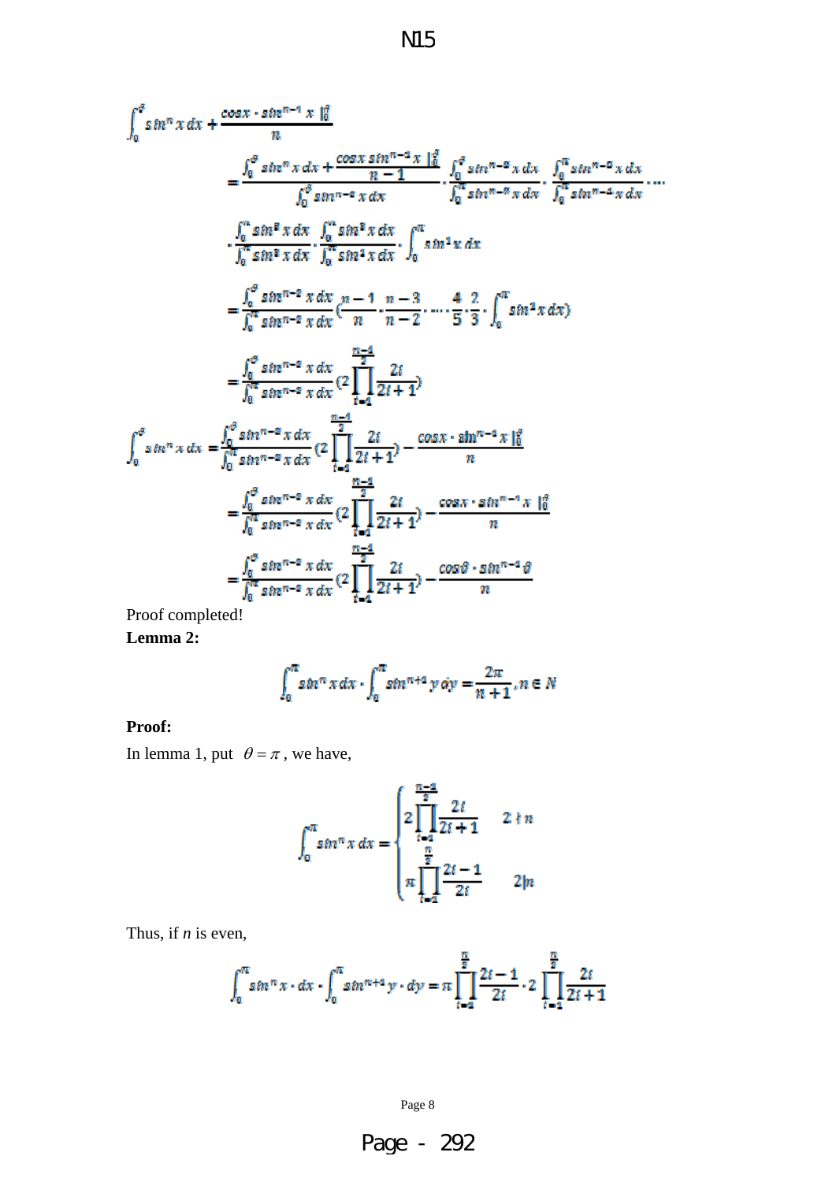$$\int_0^\theta \sin^n x\,dx + \frac{\cos x \cdot \sin^{n-1} x\ |_0^\theta}{n}$$

$$= \frac{\int_0^\theta \sin^n x\,dx + \frac{\cos x \sin^{n-1} x\ |_0^\theta}{n-1}}{\int_0^\theta \sin^{n-2} x\,dx} \cdot \frac{\int_0^\theta \sin^{n-2} x\,dx}{\int_0^\pi \sin^{n-2} x\,dx} \cdot \frac{\int_0^\pi \sin^{n-2} x\,dx}{\int_0^\pi \sin^{n-4} x\,dx} \cdots$$

$$\cdot \frac{\int_0^\pi \sin^5 x\,dx}{\int_0^\pi \sin^3 x\,dx} \cdot \frac{\int_0^\pi \sin^3 x\,dx}{\int_0^\pi \sin^1 x\,dx} \cdot \int_0^\pi \sin^1 x\,dx$$

$$= \frac{\int_0^\theta \sin^{n-2} x\,dx}{\int_0^\pi \sin^{n-2} x\,dx} \left(\frac{n-1}{n} \cdot \frac{n-3}{n-2} \cdot \cdots \cdot \frac{4}{5} \cdot \frac{2}{3} \cdot \int_0^\pi \sin^1 x\,dx\right)$$

$$= \frac{\int_0^\theta \sin^{n-2} x\,dx}{\int_0^\pi \sin^{n-2} x\,dx} \left(2\prod_{i=1}^{\frac{n-1}{2}} \frac{2i}{2i+1}\right)$$

$$\int_0^\theta \sin^n x\,dx = \frac{\int_0^\theta \sin^{n-2} x\,dx}{\int_0^\pi \sin^{n-2} x\,dx} \left(2\prod_{i=1}^{\frac{n-1}{2}} \frac{2i}{2i+1}\right) - \frac{\cos x \cdot \sin^{n-1} x\ |_0^\theta}{n}$$

$$= \frac{\int_0^\theta \sin^{n-2} x\,dx}{\int_0^\pi \sin^{n-2} x\,dx} \left(2\prod_{i=1}^{\frac{n-1}{2}} \frac{2i}{2i+1}\right) - \frac{\cos x \cdot \sin^{n-1} x\ |_0^\theta}{n}$$

$$= \frac{\int_0^\theta \sin^{n-2} x\,dx}{\int_0^\pi \sin^{n-2} x\,dx} \left(2\prod_{i=1}^{\frac{n-1}{2}} \frac{2i}{2i+1}\right) - \frac{\cos\theta \cdot \sin^{n-1}\theta}{n}$$

Proof completed!

**Lemma 2:**

$$\int_0^\pi \sin^n x\,dx \cdot \int_0^\pi \sin^{n+1} y\,dy = \frac{2\pi}{n+1}, n \in N$$

**Proof:**

In lemma 1, put $\theta = \pi$, we have,

$$\int_0^\pi \sin^n x\,dx = \begin{cases} 2\prod_{i=1}^{\frac{n-1}{2}} \frac{2i}{2i+1} & 2 \nmid n \\ \pi\prod_{i=1}^{\frac{n}{2}} \frac{2i-1}{2i} & 2 | n \end{cases}$$

Thus, if *n* is even,

$$\int_0^\pi \sin^n x \cdot dx \cdot \int_0^\pi \sin^{n+1} y \cdot dy = \pi\prod_{i=1}^{\frac{n}{2}} \frac{2i-1}{2i} \cdot 2\prod_{i=1}^{\frac{n}{2}} \frac{2i}{2i+1}$$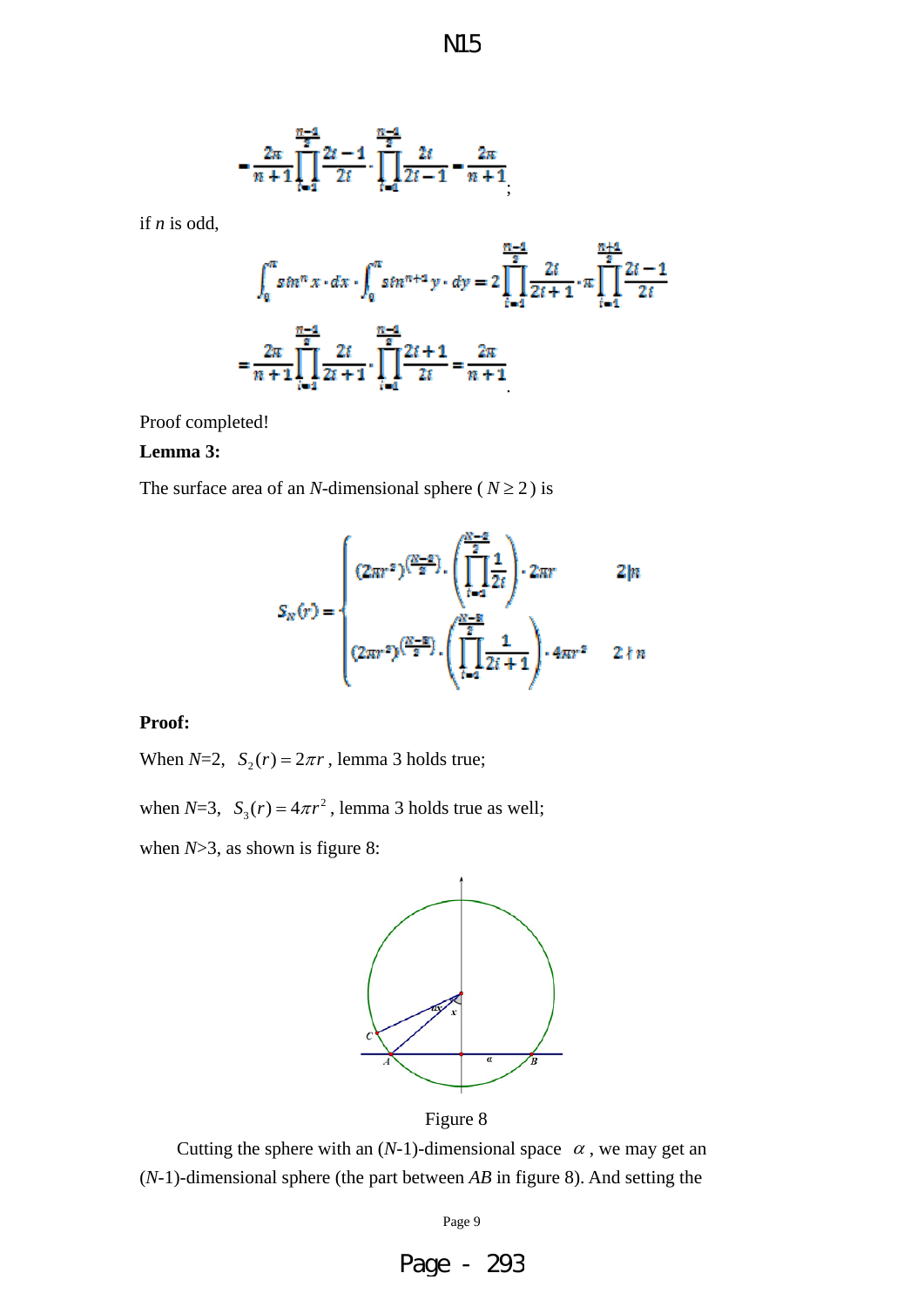$$=\frac{2\pi}{n+1}\prod_{i=1}^{\frac{n-1}{2}}\frac{2i-1}{2i}\cdot\prod_{i=1}^{\frac{n-1}{2}}\frac{2i}{2i-1}=\frac{2\pi}{n+1};$$

if $n$ is odd,

$$\int_0^{\pi}\sin^n x\cdot dx\cdot\int_0^{\pi}\sin^{n+1}y\cdot dy=2\prod_{i=1}^{\frac{n-1}{2}}\frac{2i}{2i+1}\cdot\pi\prod_{i=1}^{\frac{n+1}{2}}\frac{2i-1}{2i}$$

$$=\frac{2\pi}{n+1}\prod_{i=1}^{\frac{n-1}{2}}\frac{2i}{2i+1}\cdot\prod_{i=1}^{\frac{n-1}{2}}\frac{2i+1}{2i}=\frac{2\pi}{n+1}.$$

Proof completed!

**Lemma 3:**

The surface area of an $N$-dimensional sphere ( $N\geq 2$ ) is

$$S_N(r)=\begin{cases}(2\pi r^2)^{\left(\frac{N-2}{2}\right)}\cdot\left(\prod_{i=1}^{\frac{N-2}{2}}\frac{1}{2i}\right)\cdot 2\pi r & 2\mid n\\[2ex](2\pi r^2)^{\left(\frac{N-3}{2}\right)}\cdot\left(\prod_{i=1}^{\frac{N-3}{2}}\frac{1}{2i+1}\right)\cdot 4\pi r^2 & 2\nmid n\end{cases}$$

**Proof:**

When $N$=2, $S_2(r)=2\pi r$, lemma 3 holds true;

when $N$=3, $S_3(r)=4\pi r^2$, lemma 3 holds true as well;

when $N$>3, as shown is figure 8:

Figure 8

Cutting the sphere with an ($N$-1)-dimensional space $\alpha$, we may get an ($N$-1)-dimensional sphere (the part between $AB$ in figure 8). And setting the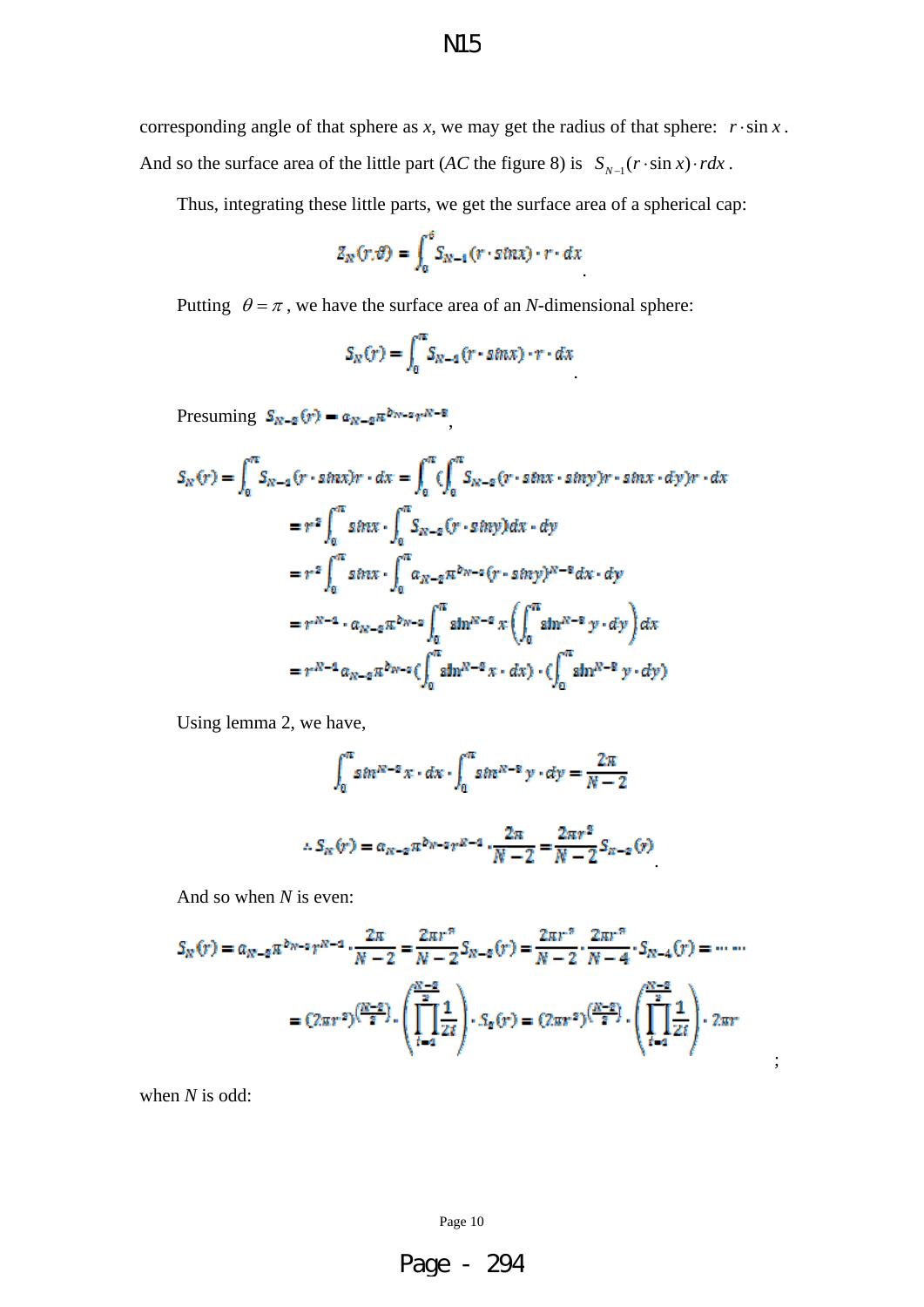corresponding angle of that sphere as $x$, we may get the radius of that sphere: $r \cdot \sin x$. And so the surface area of the little part ($AC$ the figure 8) is $S_{N-1}(r \cdot \sin x) \cdot r dx$.

Thus, integrating these little parts, we get the surface area of a spherical cap:

$$Z_N(r, \theta) = \int_0^\theta S_{N-1}(r \cdot \sin x) \cdot r \cdot dx$$

Putting $\theta = \pi$, we have the surface area of an $N$-dimensional sphere:

$$S_N(r) = \int_0^\pi S_{N-1}(r \cdot \sin x) \cdot r \cdot dx$$

Presuming $S_{N-2}(r) = a_{N-2}\pi^{b_{N-2}} r^{N-3}$,

$$\begin{aligned}
S_N(r) &= \int_0^\pi S_{N-1}(r \cdot \sin x) r \cdot dx = \int_0^\pi \left( \int_0^\pi S_{N-2}(r \cdot \sin x \cdot \sin y) r \cdot \sin x \cdot dy \right) r \cdot dx \\
&= r^2 \int_0^\pi \sin x \cdot \int_0^\pi S_{N-2}(r \cdot \sin y) dx \cdot dy \\
&= r^2 \int_0^\pi \sin x \cdot \int_0^\pi a_{N-2}\pi^{b_{N-2}} (r \cdot \sin y)^{N-3} dx \cdot dy \\
&= r^{N-1} \cdot a_{N-2}\pi^{b_{N-2}} \int_0^\pi \sin^{N-2} x \left( \int_0^\pi \sin^{N-3} y \cdot dy \right) dx \\
&= r^{N-1} a_{N-2}\pi^{b_{N-2}} \left( \int_0^\pi \sin^{N-2} x \cdot dx \right) \cdot \left( \int_0^\pi \sin^{N-3} y \cdot dy \right)
\end{aligned}$$

Using lemma 2, we have,

$$\int_0^\pi \sin^{N-2} x \cdot dx \cdot \int_0^\pi \sin^{N-3} y \cdot dy = \frac{2\pi}{N-2}$$

$$\therefore S_N(r) = a_{N-2}\pi^{b_{N-2}} r^{N-1} \cdot \frac{2\pi}{N-2} = \frac{2\pi r^2}{N-2} S_{N-2}(r)$$

And so when $N$ is even:

$$\begin{aligned}
S_N(r) &= a_{N-2}\pi^{b_{N-2}} r^{N-1} \cdot \frac{2\pi}{N-2} = \frac{2\pi r^2}{N-2} S_{N-2}(r) = \frac{2\pi r^2}{N-2} \cdot \frac{2\pi r^2}{N-4} \cdot S_{N-4}(r) = \cdots \cdots \\
&= (2\pi r^2)^{\left(\frac{N-2}{2}\right)} \cdot \left( \prod_{i=1}^{\frac{N-2}{2}} \frac{1}{2i} \right) \cdot S_2(r) = (2\pi r^2)^{\left(\frac{N-2}{2}\right)} \cdot \left( \prod_{i=1}^{\frac{N-2}{2}} \frac{1}{2i} \right) \cdot 2\pi r
\end{aligned}$$

;

when $N$ is odd: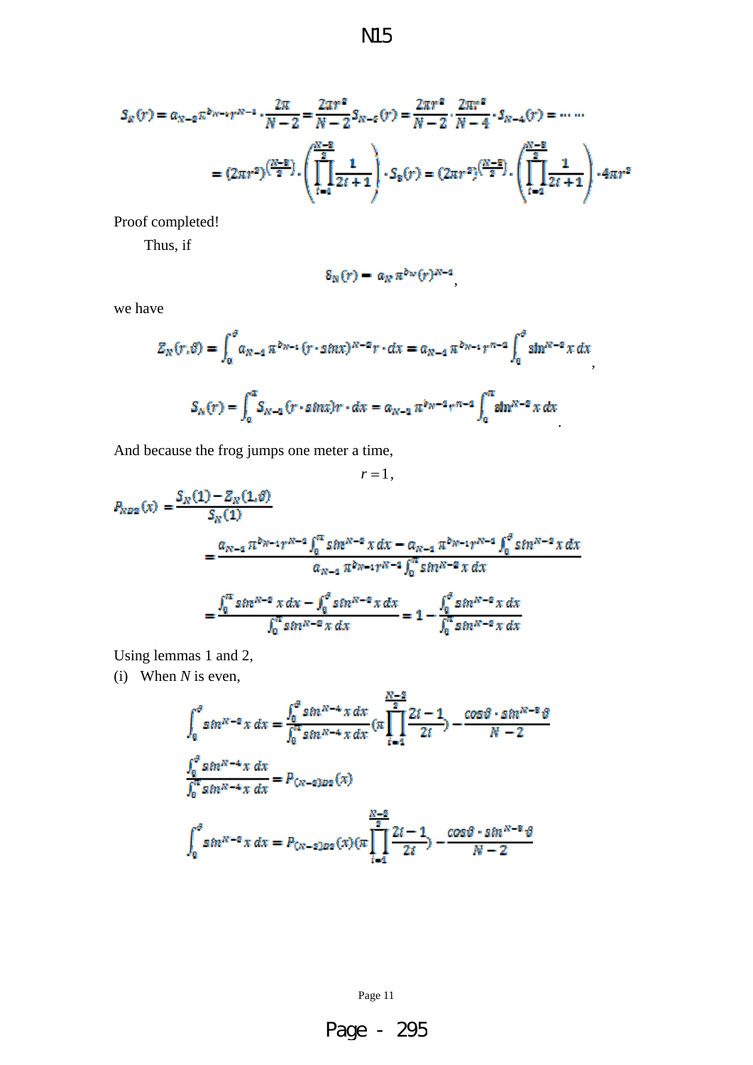$$S_N(r) = a_{N-2}\pi^{b_{N-1}}r^{N-1}\cdot\frac{2\pi}{N-2} = \frac{2\pi r^2}{N-2}S_{N-2}(r) = \frac{2\pi r^2}{N-2}\cdot\frac{2\pi r^2}{N-4}\cdot S_{N-4}(r) = \cdots\cdots$$

$$= (2\pi r^2)^{\left(\frac{N-3}{2}\right)}\cdot\left(\prod_{i=1}^{\frac{N-3}{2}}\frac{1}{2i+1}\right)\cdot S_3(r) = (2\pi r^2)^{\left(\frac{N-3}{2}\right)}\cdot\left(\prod_{i=1}^{\frac{N-3}{2}}\frac{1}{2i+1}\right)\cdot 4\pi r^2$$

Proof completed!

Thus, if

$$S_N(r) = a_N\pi^{b_N}(r)^{N-1},$$

we have

$$Z_N(r,\vartheta) = \int_0^{\vartheta} a_{N-1}\pi^{b_{N-1}}(r\cdot\sin x)^{N-2}r\cdot dx = a_{N-1}\pi^{b_{N-1}}r^{n-1}\int_0^{\vartheta}\sin^{N-2}x\,dx,$$

$$S_N(r) = \int_0^{\pi} S_{N-1}(r\cdot\sin x)r\cdot dx = a_{N-1}\pi^{b_{N-1}}r^{n-1}\int_0^{\pi}\sin^{N-2}x\,dx.$$

And because the frog jumps one meter a time,

$$r = 1,$$

$$P_{ND2}(x) = \frac{S_N(1) - Z_N(1,\vartheta)}{S_N(1)}$$

$$= \frac{a_{N-1}\pi^{b_{N-1}}r^{N-1}\int_0^{\pi}\sin^{N-2}x\,dx - a_{N-1}\pi^{b_{N-1}}r^{N-1}\int_0^{\vartheta}\sin^{N-2}x\,dx}{a_{N-1}\pi^{b_{N-1}}r^{N-1}\int_0^{\pi}\sin^{N-2}x\,dx}$$

$$= \frac{\int_0^{\pi}\sin^{N-2}x\,dx - \int_0^{\vartheta}\sin^{N-2}x\,dx}{\int_0^{\pi}\sin^{N-2}x\,dx} = 1 - \frac{\int_0^{\vartheta}\sin^{N-2}x\,dx}{\int_0^{\pi}\sin^{N-2}x\,dx}$$

Using lemmas 1 and 2,

(i) When $N$ is even,

$$\int_0^{\vartheta}\sin^{N-2}x\,dx = \frac{\int_0^{\vartheta}\sin^{N-4}x\,dx}{\int_0^{\pi}\sin^{N-4}x\,dx}\left(\pi\prod_{i=1}^{\frac{N-2}{2}}\frac{2i-1}{2i}\right) - \frac{\cos\vartheta\cdot\sin^{N-3}\vartheta}{N-2}$$

$$\frac{\int_0^{\vartheta}\sin^{N-4}x\,dx}{\int_0^{\pi}\sin^{N-4}x\,dx} = P_{(N-2)D2}(x)$$

$$\int_0^{\vartheta}\sin^{N-2}x\,dx = P_{(N-2)D2}(x)\left(\pi\prod_{i=1}^{\frac{N-2}{2}}\frac{2i-1}{2i}\right) - \frac{\cos\vartheta\cdot\sin^{N-3}\vartheta}{N-2}$$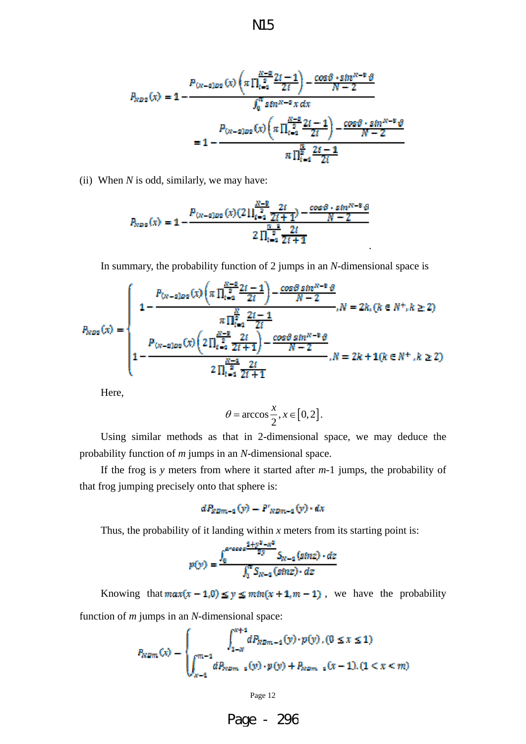$$P_{ND2}(x) = 1 - \frac{P_{(N-1)D2}(x)\left(\pi \prod_{i=1}^{\frac{N-2}{2}} \frac{2i-1}{2i}\right) - \frac{\cos\theta \cdot \sin^{N-2}\theta}{N-2}}{\int_0^{\pi} \sin^{N-2} x \, dx}$$

$$= 1 - \frac{P_{(N-2)D2}(x)\left(\pi \prod_{i=1}^{\frac{N-2}{2}} \frac{2i-1}{2i}\right) - \frac{\cos\theta \cdot \sin^{N-2}\theta}{N-2}}{\pi \prod_{i=1}^{\frac{N}{2}} \frac{2i-1}{2i}}$$

(ii) When $N$ is odd, similarly, we may have:

$$P_{ND2}(x) = 1 - \frac{P_{(N-1)D2}(x)\left(2 \prod_{i=1}^{\frac{N-3}{2}} \frac{2i}{2i+1}\right) - \frac{\cos\theta \cdot \sin^{N-2}\theta}{N-2}}{2 \prod_{i=1}^{\frac{N-1}{2}} \frac{2i}{2i+1}}$$

In summary, the probability function of 2 jumps in an $N$-dimensional space is

$$P_{ND2}(x) = \begin{cases} 1 - \dfrac{P_{(N-1)D2}(x)\left(\pi \prod_{i=1}^{\frac{N-2}{2}} \frac{2i-1}{2i}\right) - \frac{\cos\theta \sin^{N-2}\theta}{N-2}}{\pi \prod_{i=1}^{\frac{N}{2}} \frac{2i-1}{2i}}, N = 2k, (k \in N^+, k \ge 2) \\ 1 - \dfrac{P_{(N-1)D2}(x)\left(2 \prod_{i=1}^{\frac{N-3}{2}} \frac{2i}{2i+1}\right) - \frac{\cos\theta \sin^{N-2}\theta}{N-2}}{2 \prod_{i=1}^{\frac{N-1}{2}} \frac{2i}{2i+1}}, N = 2k+1 (k \in N^+, k \ge 2) \end{cases}$$

Here,

$$\theta = \arccos\frac{x}{2}, x \in [0,2].$$

Using similar methods as that in 2-dimensional space, we may deduce the probability function of $m$ jumps in an $N$-dimensional space.

If the frog is $y$ meters from where it started after $m$-1 jumps, the probability of that frog jumping precisely onto that sphere is:

$$dP_{NDm-1}(y) = P'_{NDm-1}(y) \cdot dx$$

Thus, the probability of it landing within $x$ meters from its starting point is:

$$p(y) = \frac{\int_0^{\arccos\frac{1+y^2-x^2}{2y}} S_{N-1}(\sin z) \cdot dz}{\int_1^{\pi} S_{N-1}(\sin z) \cdot dz}$$

Knowing that $\max(x-1,0) \le y \le \min(x+1, m-1)$, we have the probability function of $m$ jumps in an $N$-dimensional space:

$$P_{NDm}(x) = \begin{cases} \int_{1-x}^{x+1} dP_{NDm-1}(y) \cdot p(y), (0 \le x \le 1) \\ \int_{x-1}^{m-1} dP_{NDm-1}(y) \cdot p(y) + P_{NDm-1}(x-1), (1 < x < m) \end{cases}$$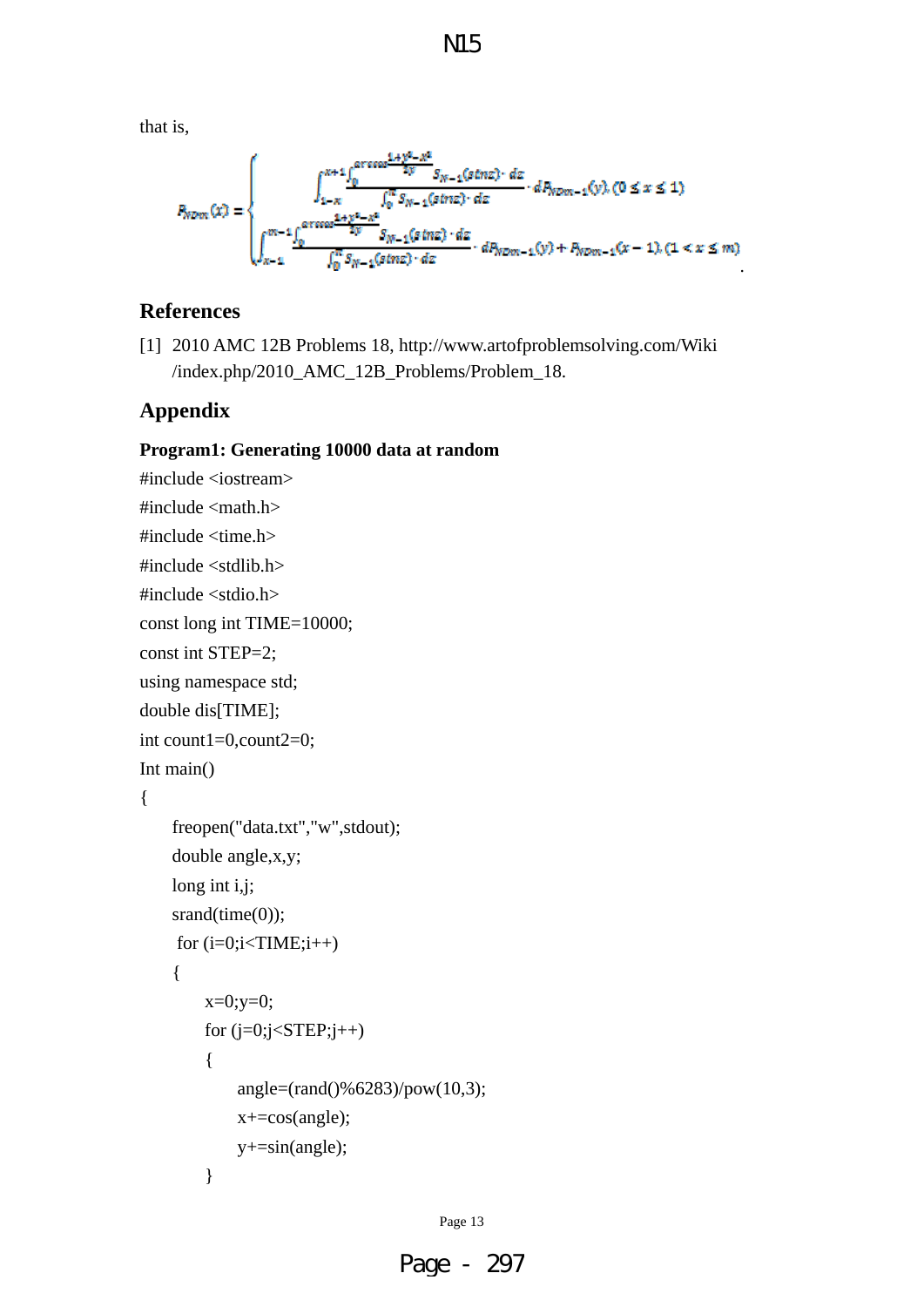that is,

$$P_{NDm}(x)=\begin{cases}\int_{1-x}^{x+1}\frac{\int_0^{\arccos\frac{1+y^2-x^2}{2y}}S_{N-1}(\sin z)\cdot dz}{\int_0^{\pi}S_{N-1}(\sin z)\cdot dz}\cdot dP_{NDm-1}(y),(0\le x\le 1)\\ \int_{x-1}^{m-1}\frac{\int_0^{\arccos\frac{1+y^2-x^2}{2y}}S_{N-1}(\sin z)\cdot dz}{\int_0^{\pi}S_{N-1}(\sin z)\cdot dz}\cdot dP_{NDm-1}(y)+P_{NDm-1}(x-1),(1<x\le m)\end{cases}.$$

## References

[1] 2010 AMC 12B Problems 18, http://www.artofproblemsolving.com/Wiki/index.php/2010_AMC_12B_Problems/Problem_18.

## Appendix

**Program1: Generating 10000 data at random**

```
#include <iostream>
#include <math.h>
#include <time.h>
#include <stdlib.h>
#include <stdio.h>
const long int TIME=10000;
const int STEP=2;
using namespace std;
double dis[TIME];
int count1=0,count2=0;
Int main()
{
    freopen("data.txt","w",stdout);
    double angle,x,y;
    long int i,j;
    srand(time(0));
     for (i=0;i<TIME;i++)
    {
        x=0;y=0;
        for (j=0;j<STEP;j++)
        {
            angle=(rand()%6283)/pow(10,3);
            x+=cos(angle);
            y+=sin(angle);
        }
```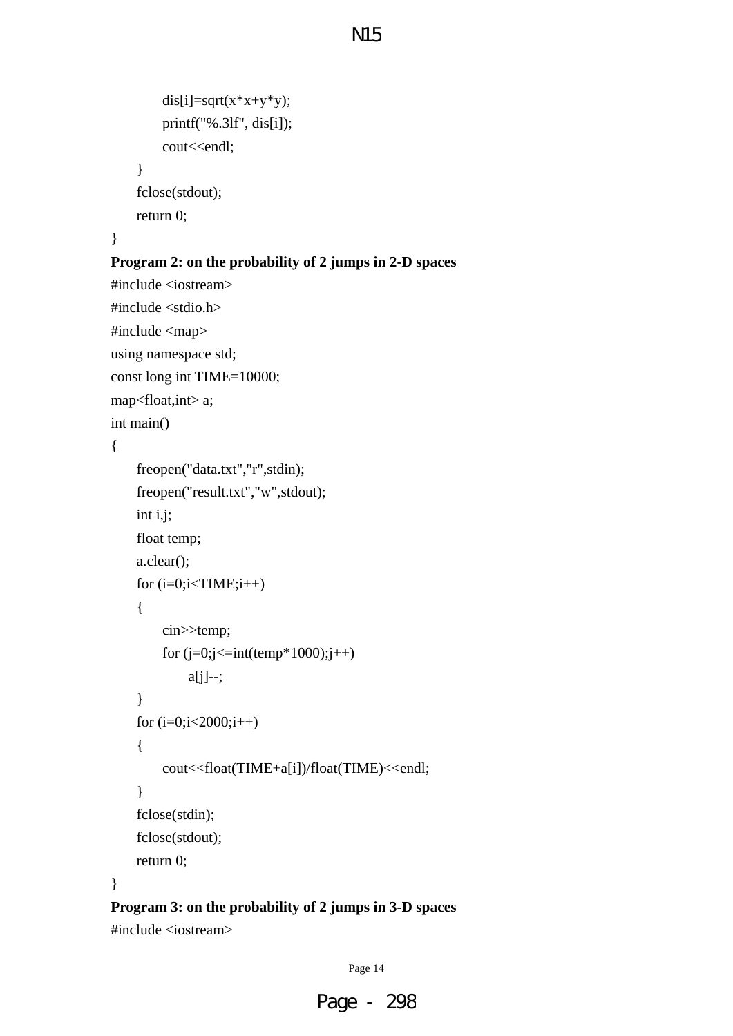```
        dis[i]=sqrt(x*x+y*y);
        printf("%.3lf", dis[i]);
        cout<<endl;
    }
    fclose(stdout);
    return 0;
}
```

**Program 2: on the probability of 2 jumps in 2-D spaces**

```
#include <iostream>
#include <stdio.h>
#include <map>
using namespace std;
const long int TIME=10000;
map<float,int> a;
int main()
{
    freopen("data.txt","r",stdin);
    freopen("result.txt","w",stdout);
    int i,j;
    float temp;
    a.clear();
    for (i=0;i<TIME;i++)
    {
        cin>>temp;
        for (j=0;j<=int(temp*1000);j++)
            a[j]--;
    }
    for (i=0;i<2000;i++)
    {
        cout<<float(TIME+a[i])/float(TIME)<<endl;
    }
    fclose(stdin);
    fclose(stdout);
    return 0;
}
```

**Program 3: on the probability of 2 jumps in 3-D spaces**

```
#include <iostream>
```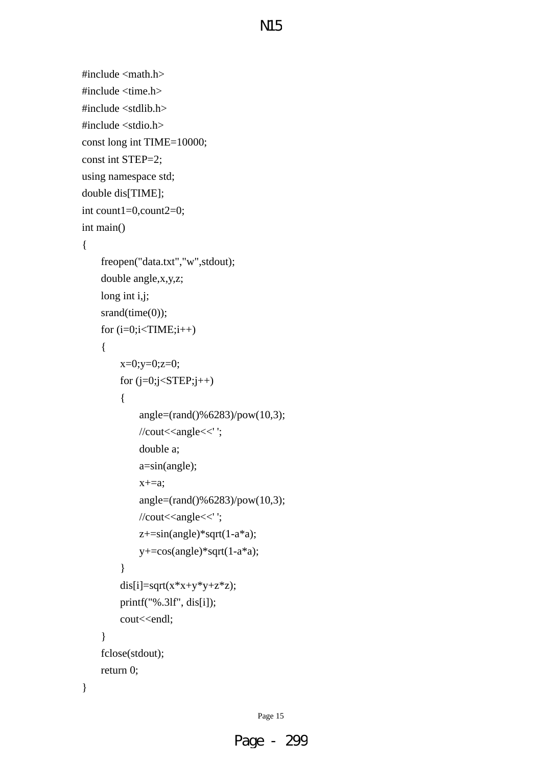```
#include <math.h>
#include <time.h>
#include <stdlib.h>
#include <stdio.h>
const long int TIME=10000;
const int STEP=2;
using namespace std;
double dis[TIME];
int count1=0,count2=0;
int main()
{
    freopen("data.txt","w",stdout);
    double angle,x,y,z;
    long int i,j;
    srand(time(0));
    for (i=0;i<TIME;i++)
    {
        x=0;y=0;z=0;
        for (j=0;j<STEP;j++)
        {
            angle=(rand()%6283)/pow(10,3);
            //cout<<angle<<' ';
            double a;
            a=sin(angle);
            x+=a;
            angle=(rand()%6283)/pow(10,3);
            //cout<<angle<<' ';
            z+=sin(angle)*sqrt(1-a*a);
            y+=cos(angle)*sqrt(1-a*a);
        }
        dis[i]=sqrt(x*x+y*y+z*z);
        printf("%.3lf", dis[i]);
        cout<<endl;
    }
    fclose(stdout);
    return 0;
}
```